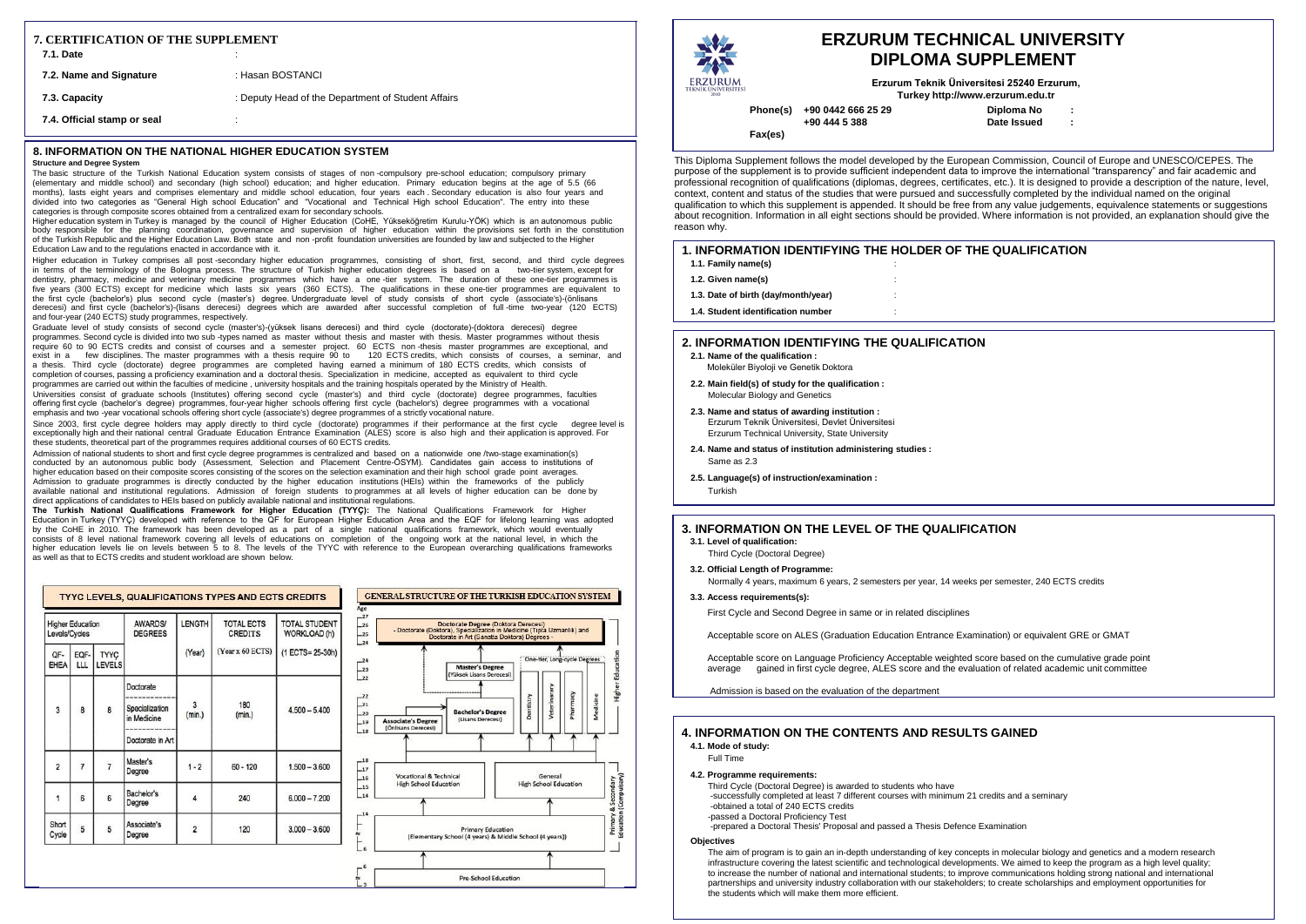# ERZURUM TECHNICAL UNIVERSITY
# DIPLOMA SUPPLEMENT

**Erzurum Teknik Üniversitesi 25240 Erzurum, Turkey http://www.erzurum.edu.tr**

**Phone(s)** +90 0442 666 25 29
+90 444 5 388
**Fax(es)**

**Diploma No** :
**Date Issued** :

This Diploma Supplement follows the model developed by the European Commission, Council of Europe and UNESCO/CEPES. The purpose of the supplement is to provide sufficient independent data to improve the international "transparency" and fair academic and professional recognition of qualifications (diplomas, degrees, certificates, etc.). It is designed to provide a description of the nature, level, context, content and status of the studies that were pursued and successfully completed by the individual named on the original qualification to which this supplement is appended. It should be free from any value judgements, equivalence statements or suggestions about recognition. Information in all eight sections should be provided. Where information is not provided, an explanation should give the reason why.

## 1. INFORMATION IDENTIFYING THE HOLDER OF THE QUALIFICATION

**1.1. Family name(s)** :

**1.2. Given name(s)** :

**1.3. Date of birth (day/month/year)** :

**1.4. Student identification number** :

## 2. INFORMATION IDENTIFYING THE QUALIFICATION

**2.1. Name of the qualification :**
Moleküler Biyoloji ve Genetik Doktora

**2.2. Main field(s) of study for the qualification :**
Molecular Biology and Genetics

**2.3. Name and status of awarding institution :**
Erzurum Teknik Üniversitesi, Devlet Üniversitesi
Erzurum Technical University, State University

**2.4. Name and status of institution administering studies :**
Same as 2.3

**2.5. Language(s) of instruction/examination :**
Turkish

## 3. INFORMATION ON THE LEVEL OF THE QUALIFICATION

**3.1. Level of qualification:**
Third Cycle (Doctoral Degree)

**3.2. Official Length of Programme:**
Normally 4 years, maximum 6 years, 2 semesters per year, 14 weeks per semester, 240 ECTS credits

**3.3. Access requirements(s):**

First Cycle and Second Degree in same or in related disciplines

Acceptable score on ALES (Graduation Education Entrance Examination) or equivalent GRE or GMAT

Acceptable score on Language Proficiency Acceptable weighted score based on the cumulative grade point average gained in first cycle degree, ALES score and the evaluation of related academic unit committee

Admission is based on the evaluation of the department

## 4. INFORMATION ON THE CONTENTS AND RESULTS GAINED

**4.1. Mode of study:**
Full Time

**4.2. Programme requirements:**
Third Cycle (Doctoral Degree) is awarded to students who have
-successfully completed at least 7 different courses with minimum 21 credits and a seminary
-obtained a total of 240 ECTS credits
-passed a Doctoral Proficiency Test
-prepared a Doctoral Thesis' Proposal and passed a Thesis Defence Examination

**Objectives**

The aim of program is to gain an in-depth understanding of key concepts in molecular biology and genetics and a modern research infrastructure covering the latest scientific and technological developments. We aimed to keep the program as a high level quality; to increase the number of national and international students; to improve communications holding strong national and international partnerships and university industry collaboration with our stakeholders; to create scholarships and employment opportunities for the students which will make them more efficient.

## 7. CERTIFICATION OF THE SUPPLEMENT

**7.1. Date** :

**7.2. Name and Signature** : Hasan BOSTANCI

**7.3. Capacity** : Deputy Head of the Department of Student Affairs

**7.4. Official stamp or seal** :

## 8. INFORMATION ON THE NATIONAL HIGHER EDUCATION SYSTEM

**Structure and Degree System**

The basic structure of the Turkish National Education system consists of stages of non-compulsory pre-school education; compulsory primary (elementary and middle school) and secondary (high school) education; and higher education. Primary education begins at the age of 5.5 (66 months), lasts eight years and comprises elementary and middle school education, four years each. Secondary education is also four years and divided into two categories as "General High school Education" and "Vocational and Technical High school Education". The entry into these categories is through composite scores obtained from a centralized exam for secondary schools.

Higher education system in Turkey is managed by the council of Higher Education (CoHE, Yükseköğretim Kurulu-YÖK) which is an autonomous public body responsible for the planning coordination, governance and supervision of higher education within the provisions set forth in the constitution of the Turkish Republic and the Higher Education Law. Both state and non-profit foundation universities are founded by law and subjected to the Higher Education Law and to the regulations enacted in accordance with it.

Higher education in Turkey comprises all post-secondary higher education programmes, consisting of short, first, second, and third cycle degrees in terms of the terminology of the Bologna process. The structure of Turkish higher education degrees is based on a two-tier system, except for dentistry, pharmacy, medicine and veterinary medicine programmes which have a one-tier system. The duration of these one-tier programmes is five years (300 ECTS) except for medicine which lasts six years (360 ECTS). The qualifications in these one-tier programmes are equivalent to the first cycle (bachelor's) plus second cycle (master's) degree. Undergraduate level of study consists of short cycle (associate's)-(önlisans derecesi) and first cycle (bachelor's)-(lisans derecesi) degrees which are awarded after successful completion of full-time two-year (120 ECTS) and four-year (240 ECTS) study programmes, respectively.

Graduate level of study consists of second cycle (master's)-(yüksek lisans derecesi) and third cycle (doctorate)-(doktora derecesi) degree programmes. Second cycle is divided into two sub-types named as master without thesis and master with thesis. Master programmes without thesis require 60 to 90 ECTS credits and consist of courses and a semester project. 60 ECTS non-thesis master programmes are exceptional, and exist in a few disciplines. The master programmes with a thesis require 90 to 120 ECTS credits, which consists of courses, a seminar, and a thesis. Third cycle (doctorate) degree programmes are completed having earned a minimum of 180 ECTS credits, which consists of completion of courses, passing a proficiency examination and a doctoral thesis. Specialization in medicine, accepted as equivalent to third cycle programmes are carried out within the faculties of medicine, university hospitals and the training hospitals operated by the Ministry of Health.

Universities consist of graduate schools (Institutes) offering second cycle (master's) and third cycle (doctorate) degree programmes, faculties offering first cycle (bachelor's degree) programmes, four-year higher schools offering first cycle (bachelor's) degree programmes with a vocational emphasis and two-year vocational schools offering short cycle (associate's) degree programmes of a strictly vocational nature.

Since 2003, first cycle degree holders may apply directly to third cycle (doctorate) programmes if their performance at the first cycle degree level is exceptionally high and their national central Graduate Education Entrance Examination (ALES) score is also high and their application is approved. For these students, theoretical part of the programmes requires additional courses of 60 ECTS credits.

Admission of national students to short and first cycle degree programmes is centralized and based on a nationwide one/two-stage examination(s) conducted by an autonomous public body (Assessment, Selection and Placement Centre-ÖSYM). Candidates gain access to institutions of higher education based on their composite scores consisting of the scores on the selection examination and their high school grade point averages. Admission to graduate programmes is directly conducted by the higher education institutions (HEIs) within the frameworks of the publicly available national and institutional regulations. Admission of foreign students to programmes at all levels of higher education can be done by direct applications of candidates to HEIs based on publicly available national and institutional regulations.

**The Turkish National Qualifications Framework for Higher Education (TYYÇ):** The National Qualifications Framework for Higher Education in Turkey (TYYÇ) developed with reference to the QF for European Higher Education Area and the EQF for lifelong learning was adopted by the CoHE in 2010. The framework has been developed as a part of a single national qualifications framework, which would eventually consists of 8 level national framework covering all levels of educations on completion of the ongoing work at the national level, in which the higher education levels lie on levels between 5 to 8. The levels of the TYYC with reference to the European overarching qualifications frameworks as well as that to ECTS credits and student workload are shown below.

**TYYC LEVELS, QUALIFICATIONS TYPES AND ECTS CREDITS**

| Higher Education Levels/Cycles | | | AWARDS/ DEGREES | LENGTH | TOTAL ECTS CREDITS | TOTAL STUDENT WORKLOAD (h) |
|---|---|---|---|---|---|---|
| QF-EHEA | EQF-LLL | TYYÇ LEVELS | | (Year) | (Year x 60 ECTS) | (1 ECTS= 25-30h) |
| 3 | 8 | 8 | Doctorate / Specialization in Medicine / Doctorate in Art | 3 (min.) | 180 (min.) | 4.500 – 5.400 |
| 2 | 7 | 7 | Master's Degree | 1 - 2 | 60 - 120 | 1.500 – 3.600 |
| 1 | 6 | 6 | Bachelor's Degree | 4 | 240 | 6.000 – 7.200 |
| Short Cycle | 5 | 5 | Associate's Degree | 2 | 120 | 3.000 – 3.600 |

**GENERAL STRUCTURE OF THE TURKISH EDUCATION SYSTEM**

Age axis (3–27). Higher Education: Doctorate Degree (Doktora Derecesi) - Doctorate (Doktora), Specialization in Medicine (Tıpta Uzmanlık) and Doctorate in Art (Sanatta Doktora) Degrees -; Master's Degree (Yüksek Lisans Derecesi); One-tier, Long-cycle Degrees: Dentistry, Veterinary, Pharmacy, Medicine; Bachelor's Degree (Lisans Derecesi); Associate's Degree (Önlisans Derecesi). Primary & Secondary Education (Compulsory): Vocational & Technical High School Education; General High School Education; Primary Education (Elementary School (4 years) & Middle School (4 years)). Pre-School Education.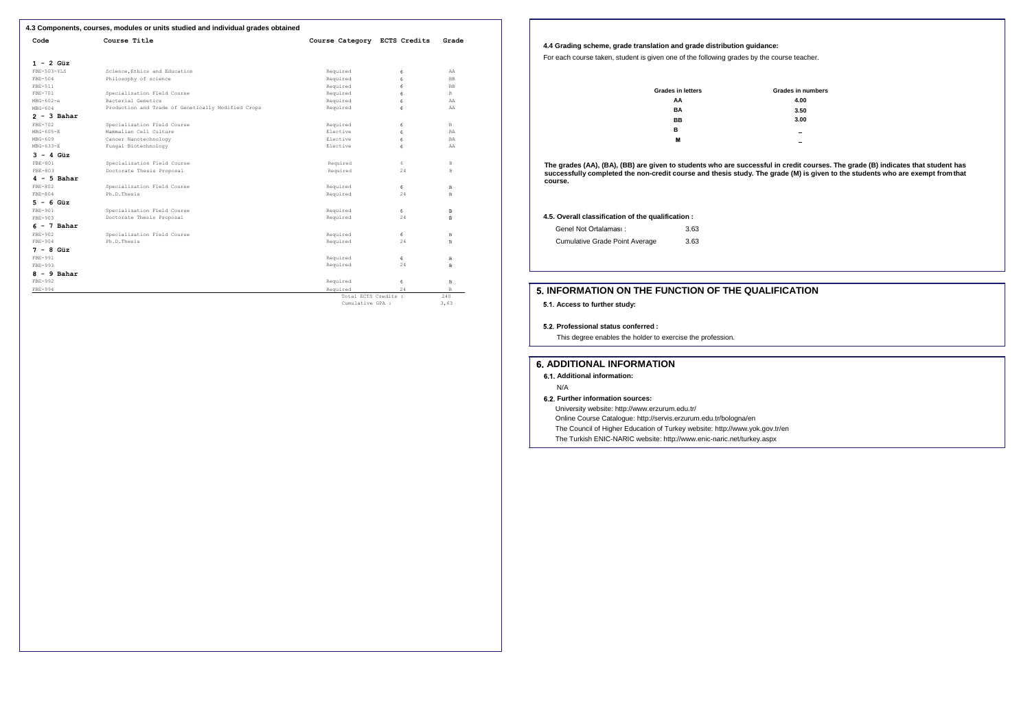### 4.3 Components, courses, modules or units studied and individual grades obtained

| Code | Course Title | Course Category | ECTS Credits | Grade |
|---|---|---|---|---|
| **1 - 2 Güz** | | | | |
| FBE-503-YLS | Science,Ethics and Education | Required | 6 | AA |
| FBE-504 | Philosophy of science | Required | 6 | BB |
| FBE-511 | | Required | 6 | BB |
| FBE-701 | Specialization Field Course | Required | 6 | B |
| MBG-602-e | Bacterial Genetics | Required | 6 | AA |
| MBG-604 | Production and Trade of Genetically Modified Crops | Required | 6 | AA |
| **2 - 3 Bahar** | | | | |
| FBE-702 | Specialization Field Course | Required | 6 | B |
| MBG-605-E | Mammalian Cell Culture | Elective | 6 | BA |
| MBG-609 | Cancer Nanotechnology | Elective | 6 | BA |
| MBG-633-E | Fungal Biotechnology | Elective | 6 | AA |
| **3 - 4 Güz** | | | | |
| FBE-801 | Specialization Field Course | Required | 6 | B |
| FBE-803 | Doctorate Thesis Proposal | Required | 24 | B |
| **4 - 5 Bahar** | | | | |
| FBE-802 | Specialization Field Course | Required | 6 | B |
| FBE-804 | Ph.D.Thesis | Required | 24 | B |
| **5 - 6 Güz** | | | | |
| FBE-901 | Specialization Field Course | Required | 6 | B |
| FBE-903 | Doctorate Thesis Proposal | Required | 24 | B |
| **6 - 7 Bahar** | | | | |
| FBE-902 | Specialization Field Course | Required | 6 | B |
| FBE-904 | Ph.D.Thesis | Required | 24 | B |
| **7 - 8 Güz** | | | | |
| FBE-991 | | Required | 6 | B |
| FBE-993 | | Required | 24 | B |
| **8 - 9 Bahar** | | | | |
| FBE-992 | | Required | 6 | B |
| FBE-994 | | Required | 24 | B |
| | | Total ECTS Credits : | | 240 |
| | | Cumulative GPA : | | 3,63 |

**4.4 Grading scheme, grade translation and grade distribution guidance:**

For each course taken, student is given one of the following grades by the course teacher.

| Grades in letters | Grades in numbers |
|---|---|
| AA | 4.00 |
| BA | 3.50 |
| BB | 3.00 |
| B | – |
| M | – |

**The grades (AA), (BA), (BB) are given to students who are successful in credit courses. The grade (B) indicates that student has successfully completed the non-credit course and thesis study. The grade (M) is given to the students who are exempt from that course.**

**4.5. Overall classification of the qualification :**

Genel Not Ortalaması : 3.63

Cumulative Grade Point Average 3.63

## 5. INFORMATION ON THE FUNCTION OF THE QUALIFICATION

**5.1. Access to further study:**

**5.2. Professional status conferred :**

This degree enables the holder to exercise the profession.

## 6. ADDITIONAL INFORMATION

**6.1. Additional information:**

N/A

**6.2. Further information sources:**

University website: http://www.erzurum.edu.tr/

Online Course Catalogue: http://servis.erzurum.edu.tr/bologna/en

The Council of Higher Education of Turkey website: http://www.yok.gov.tr/en

The Turkish ENIC-NARIC website: http://www.enic-naric.net/turkey.aspx